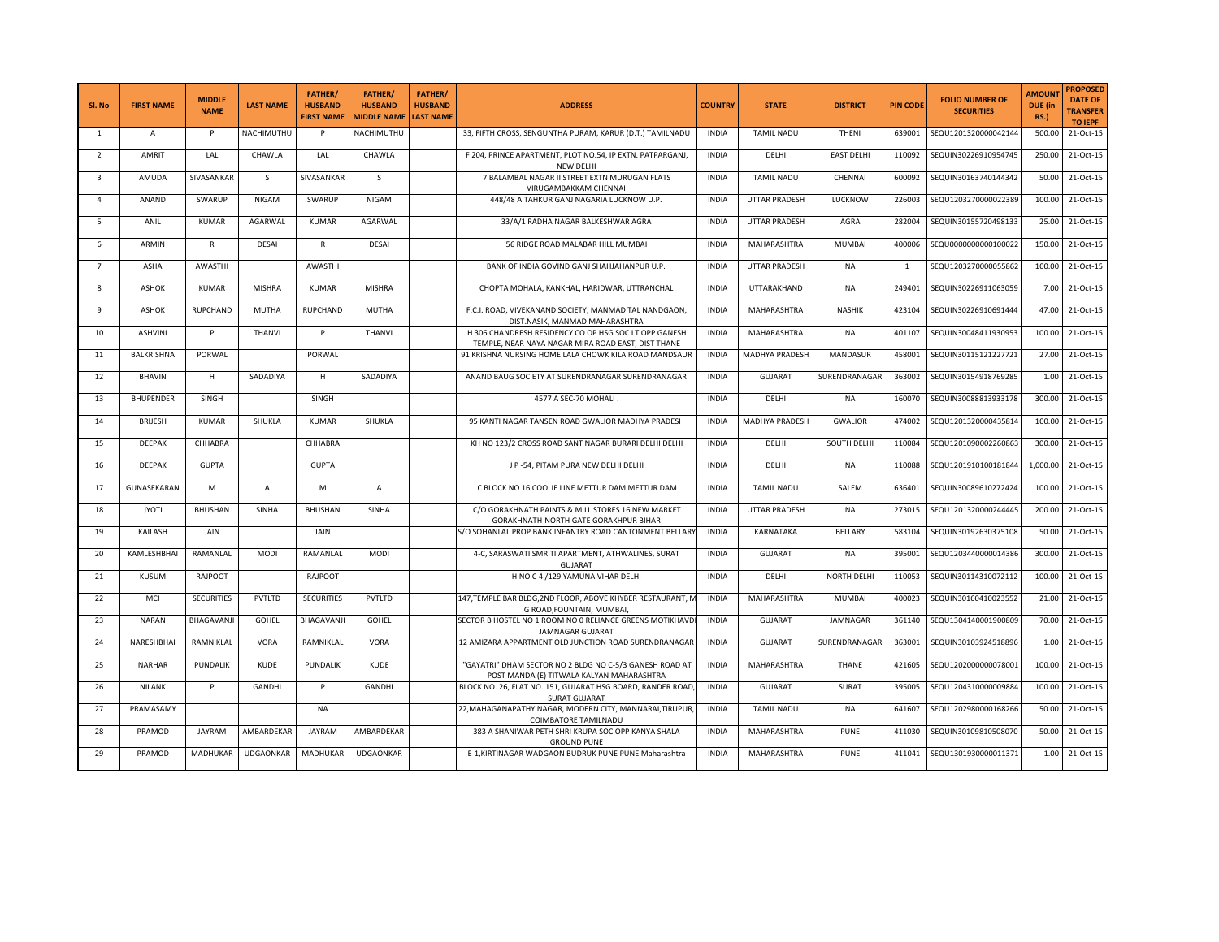| Sl. No | FIRST NAME | MIDDLE NAME | LAST NAME | FATHER/ HUSBAND FIRST NAME | FATHER/ HUSBAND MIDDLE NAME | FATHER/ HUSBAND LAST NAME | ADDRESS | COUNTRY | STATE | DISTRICT | PIN CODE | FOLIO NUMBER OF SECURITIES | AMOUNT DUE (in RS.) | PROPOSED DATE OF TRANSFER TO IEPF |
|---|---|---|---|---|---|---|---|---|---|---|---|---|---|---|
| 1 | A | P | NACHIMUTHU | P | NACHIMUTHU | | 33, FIFTH CROSS, SENGUNTHA PURAM, KARUR (D.T.) TAMILNADU | INDIA | TAMIL NADU | THENI | 639001 | SEQU1201320000042144 | 500.00 | 21-Oct-15 |
| 2 | AMRIT | LAL | CHAWLA | LAL | CHAWLA | | F 204, PRINCE APARTMENT, PLOT NO.54, IP EXTN. PATPARGANJ, NEW DELHI | INDIA | DELHI | EAST DELHI | 110092 | SEQUIN30226910954745 | 250.00 | 21-Oct-15 |
| 3 | AMUDA | SIVASANKAR | S | SIVASANKAR | S | | 7 BALAMBAL NAGAR II STREET EXTN MURUGAN FLATS VIRUGAMBAKKAM CHENNAI | INDIA | TAMIL NADU | CHENNAI | 600092 | SEQUIN30163740144342 | 50.00 | 21-Oct-15 |
| 4 | ANAND | SWARUP | NIGAM | SWARUP | NIGAM | | 448/48 A TAHKUR GANJ NAGARIA LUCKNOW U.P. | INDIA | UTTAR PRADESH | LUCKNOW | 226003 | SEQU1203270000022389 | 100.00 | 21-Oct-15 |
| 5 | ANIL | KUMAR | AGARWAL | KUMAR | AGARWAL | | 33/A/1 RADHA NAGAR BALKESHWAR AGRA | INDIA | UTTAR PRADESH | AGRA | 282004 | SEQUIN30155720498133 | 25.00 | 21-Oct-15 |
| 6 | ARMIN | R | DESAI | R | DESAI | | 56 RIDGE ROAD MALABAR HILL MUMBAI | INDIA | MAHARASHTRA | MUMBAI | 400006 | SEQU0000000000100022 | 150.00 | 21-Oct-15 |
| 7 | ASHA | AWASTHI | | AWASTHI | | | BANK OF INDIA GOVIND GANJ SHAHJAHANPUR U.P. | INDIA | UTTAR PRADESH | NA | 1 | SEQU1203270000055862 | 100.00 | 21-Oct-15 |
| 8 | ASHOK | KUMAR | MISHRA | KUMAR | MISHRA | | CHOPTA MOHALA, KANKHAL, HARIDWAR, UTTRANCHAL | INDIA | UTTARAKHAND | NA | 249401 | SEQUIN30226911063059 | 7.00 | 21-Oct-15 |
| 9 | ASHOK | RUPCHAND | MUTHA | RUPCHAND | MUTHA | | F.C.I. ROAD, VIVEKANAND SOCIETY, MANMAD TAL NANDGAON, DIST.NASIK, MANMAD MAHARASHTRA | INDIA | MAHARASHTRA | NASHIK | 423104 | SEQUIN30226910691444 | 47.00 | 21-Oct-15 |
| 10 | ASHVINI | P | THANVI | P | THANVI | | H 306 CHANDRESH RESIDENCY CO OP HSG SOC LT OPP GANESH TEMPLE, NEAR NAYA NAGAR MIRA ROAD EAST, DIST THANE | INDIA | MAHARASHTRA | NA | 401107 | SEQUIN30048411930953 | 100.00 | 21-Oct-15 |
| 11 | BALKRISHNA | PORWAL | | PORWAL | | | 91 KRISHNA NURSING HOME LALA CHOWK KILA ROAD MANDSAUR | INDIA | MADHYA PRADESH | MANDASUR | 458001 | SEQUIN30115121227721 | 27.00 | 21-Oct-15 |
| 12 | BHAVIN | H | SADADIYA | H | SADADIYA | | ANAND BAUG SOCIETY AT SURENDRANAGAR SURENDRANAGAR | INDIA | GUJARAT | SURENDRANAGAR | 363002 | SEQUIN30154918769285 | 1.00 | 21-Oct-15 |
| 13 | BHUPENDER | SINGH | | SINGH | | | 4577 A SEC-70 MOHALI . | INDIA | DELHI | NA | 160070 | SEQUIN30088813933178 | 300.00 | 21-Oct-15 |
| 14 | BRIJESH | KUMAR | SHUKLA | KUMAR | SHUKLA | | 95 KANTI NAGAR TANSEN ROAD GWALIOR MADHYA PRADESH | INDIA | MADHYA PRADESH | GWALIOR | 474002 | SEQU1201320000435814 | 100.00 | 21-Oct-15 |
| 15 | DEEPAK | CHHABRA | | CHHABRA | | | KH NO 123/2 CROSS ROAD SANT NAGAR BURARI DELHI DELHI | INDIA | DELHI | SOUTH DELHI | 110084 | SEQU1201090002260863 | 300.00 | 21-Oct-15 |
| 16 | DEEPAK | GUPTA | | GUPTA | | | J P -54, PITAM PURA NEW DELHI DELHI | INDIA | DELHI | NA | 110088 | SEQU1201910100181844 | 1,000.00 | 21-Oct-15 |
| 17 | GUNASEKARAN | M | A | M | A | | C BLOCK NO 16 COOLIE LINE METTUR DAM METTUR DAM | INDIA | TAMIL NADU | SALEM | 636401 | SEQUIN30089610272424 | 100.00 | 21-Oct-15 |
| 18 | JYOTI | BHUSHAN | SINHA | BHUSHAN | SINHA | | C/O GORAKHNATH PAINTS & MILL STORES 16 NEW MARKET GORAKHNATH-NORTH GATE GORAKHPUR BIHAR | INDIA | UTTAR PRADESH | NA | 273015 | SEQU1201320000244445 | 200.00 | 21-Oct-15 |
| 19 | KAILASH | JAIN | | JAIN | | | S/O SOHANLAL PROP BANK INFANTRY ROAD CANTONMENT BELLARY | INDIA | KARNATAKA | BELLARY | 583104 | SEQUIN30192630375108 | 50.00 | 21-Oct-15 |
| 20 | KAMLESHBHAI | RAMANLAL | MODI | RAMANLAL | MODI | | 4-C, SARASWATI SMRITI APARTMENT, ATHWALINES, SURAT GUJARAT | INDIA | GUJARAT | NA | 395001 | SEQU1203440000014386 | 300.00 | 21-Oct-15 |
| 21 | KUSUM | RAJPOOT | | RAJPOOT | | | H NO C 4 /129 YAMUNA VIHAR DELHI | INDIA | DELHI | NORTH DELHI | 110053 | SEQUIN30114310072112 | 100.00 | 21-Oct-15 |
| 22 | MCI | SECURITIES | PVTLTD | SECURITIES | PVTLTD | | 147,TEMPLE BAR BLDG,2ND FLOOR, ABOVE KHYBER RESTAURANT, M G ROAD,FOUNTAIN, MUMBAI, | INDIA | MAHARASHTRA | MUMBAI | 400023 | SEQUIN30160410023552 | 21.00 | 21-Oct-15 |
| 23 | NARAN | BHAGAVANJI | GOHEL | BHAGAVANJI | GOHEL | | SECTOR B HOSTEL NO 1 ROOM NO 0 RELIANCE GREENS MOTIKHAVDI JAMNAGAR GUJARAT | INDIA | GUJARAT | JAMNAGAR | 361140 | SEQU1304140001900809 | 70.00 | 21-Oct-15 |
| 24 | NARESHBHAI | RAMNIKLAL | VORA | RAMNIKLAL | VORA | | 12 AMIZARA APPARTMENT OLD JUNCTION ROAD SURENDRANAGAR | INDIA | GUJARAT | SURENDRANAGAR | 363001 | SEQUIN30103924518896 | 1.00 | 21-Oct-15 |
| 25 | NARHAR | PUNDALIK | KUDE | PUNDALIK | KUDE | | "GAYATRI" DHAM SECTOR NO 2 BLDG NO C-5/3 GANESH ROAD AT POST MANDA (E) TITWALA KALYAN MAHARASHTRA | INDIA | MAHARASHTRA | THANE | 421605 | SEQU1202000000078001 | 100.00 | 21-Oct-15 |
| 26 | NILANK | P | GANDHI | P | GANDHI | | BLOCK NO. 26, FLAT NO. 151, GUJARAT HSG BOARD, RANDER ROAD, SURAT GUJARAT | INDIA | GUJARAT | SURAT | 395005 | SEQU1204310000009884 | 100.00 | 21-Oct-15 |
| 27 | PRAMASAMY | | | NA | | | 22,MAHAGANAPATHY NAGAR, MODERN CITY, MANNARAI,TIRUPUR, COIMBATORE TAMILNADU | INDIA | TAMIL NADU | NA | 641607 | SEQU1202980000168266 | 50.00 | 21-Oct-15 |
| 28 | PRAMOD | JAYRAM | AMBARDEKAR | JAYRAM | AMBARDEKAR | | 383 A SHANIWAR PETH SHRI KRUPA SOC OPP KANYA SHALA GROUND PUNE | INDIA | MAHARASHTRA | PUNE | 411030 | SEQUIN30109810508070 | 50.00 | 21-Oct-15 |
| 29 | PRAMOD | MADHUKAR | UDGAONKAR | MADHUKAR | UDGAONKAR | | E-1,KIRTINAGAR WADGAON BUDRUK PUNE PUNE Maharashtra | INDIA | MAHARASHTRA | PUNE | 411041 | SEQU1301930000011371 | 1.00 | 21-Oct-15 |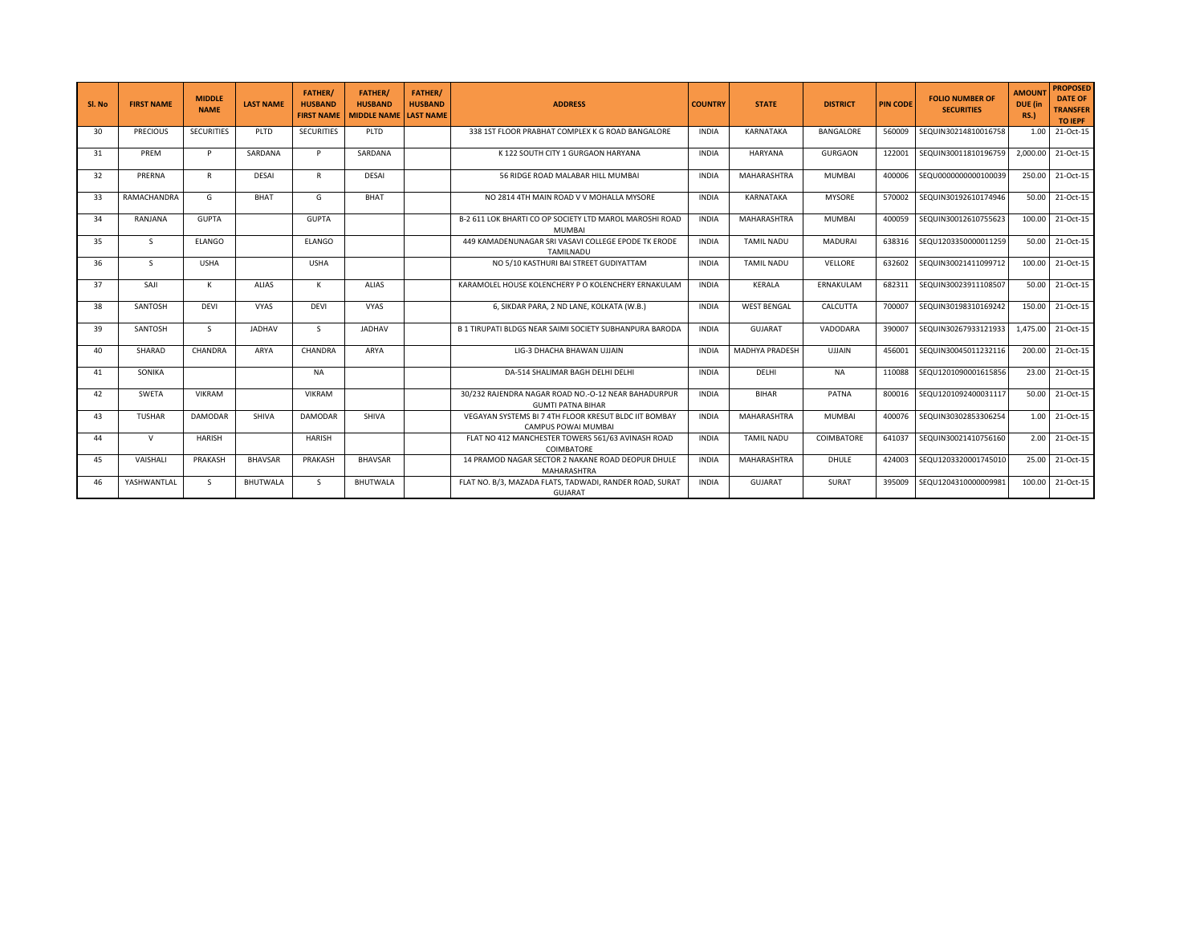| Sl. No | FIRST NAME | MIDDLE NAME | LAST NAME | FATHER/ HUSBAND FIRST NAME | FATHER/ HUSBAND MIDDLE NAME | FATHER/ HUSBAND LAST NAME | ADDRESS | COUNTRY | STATE | DISTRICT | PIN CODE | FOLIO NUMBER OF SECURITIES | AMOUNT DUE (in RS.) | PROPOSED DATE OF TRANSFER TO IEPF |
|---|---|---|---|---|---|---|---|---|---|---|---|---|---|---|
| 30 | PRECIOUS | SECURITIES | PLTD | SECURITIES | PLTD | | 338 1ST FLOOR PRABHAT COMPLEX K G ROAD BANGALORE | INDIA | KARNATAKA | BANGALORE | 560009 | SEQUIN30214810016758 | 1.00 | 21-Oct-15 |
| 31 | PREM | P | SARDANA | P | SARDANA | | K 122 SOUTH CITY 1 GURGAON HARYANA | INDIA | HARYANA | GURGAON | 122001 | SEQUIN30011810196759 | 2,000.00 | 21-Oct-15 |
| 32 | PRERNA | R | DESAI | R | DESAI | | 56 RIDGE ROAD MALABAR HILL MUMBAI | INDIA | MAHARASHTRA | MUMBAI | 400006 | SEQU0000000000100039 | 250.00 | 21-Oct-15 |
| 33 | RAMACHANDRA | G | BHAT | G | BHAT | | NO 2814 4TH MAIN ROAD V V MOHALLA MYSORE | INDIA | KARNATAKA | MYSORE | 570002 | SEQUIN30192610174946 | 50.00 | 21-Oct-15 |
| 34 | RANJANA | GUPTA | | GUPTA | | | B-2 611 LOK BHARTI CO OP SOCIETY LTD MAROL MAROSHI ROAD MUMBAI | INDIA | MAHARASHTRA | MUMBAI | 400059 | SEQUIN30012610755623 | 100.00 | 21-Oct-15 |
| 35 | S | ELANGO | | ELANGO | | | 449 KAMADENUNAGAR SRI VASAVI COLLEGE EPODE TK ERODE TAMILNADU | INDIA | TAMIL NADU | MADURAI | 638316 | SEQU1203350000011259 | 50.00 | 21-Oct-15 |
| 36 | S | USHA | | USHA | | | NO 5/10 KASTHURI BAI STREET GUDIYATTAM | INDIA | TAMIL NADU | VELLORE | 632602 | SEQUIN30021411099712 | 100.00 | 21-Oct-15 |
| 37 | SAJI | K | ALIAS | K | ALIAS | | KARAMOLEL HOUSE KOLENCHERY P O KOLENCHERY ERNAKULAM | INDIA | KERALA | ERNAKULAM | 682311 | SEQUIN30023911108507 | 50.00 | 21-Oct-15 |
| 38 | SANTOSH | DEVI | VYAS | DEVI | VYAS | | 6, SIKDAR PARA, 2 ND LANE, KOLKATA (W.B.) | INDIA | WEST BENGAL | CALCUTTA | 700007 | SEQUIN30198310169242 | 150.00 | 21-Oct-15 |
| 39 | SANTOSH | S | JADHAV | S | JADHAV | | B 1 TIRUPATI BLDGS NEAR SAIMI SOCIETY SUBHANPURA BARODA | INDIA | GUJARAT | VADODARA | 390007 | SEQUIN30267933121933 | 1,475.00 | 21-Oct-15 |
| 40 | SHARAD | CHANDRA | ARYA | CHANDRA | ARYA | | LIG-3 DHACHA BHAWAN UJJAIN | INDIA | MADHYA PRADESH | UJJAIN | 456001 | SEQUIN30045011232116 | 200.00 | 21-Oct-15 |
| 41 | SONIKA | | | NA | | | DA-514 SHALIMAR BAGH DELHI DELHI | INDIA | DELHI | NA | 110088 | SEQU1201090001615856 | 23.00 | 21-Oct-15 |
| 42 | SWETA | VIKRAM | | VIKRAM | | | 30/232 RAJENDRA NAGAR ROAD NO.-O-12 NEAR BAHADURPUR GUMTI PATNA BIHAR | INDIA | BIHAR | PATNA | 800016 | SEQU1201092400031117 | 50.00 | 21-Oct-15 |
| 43 | TUSHAR | DAMODAR | SHIVA | DAMODAR | SHIVA | | VEGAYAN SYSTEMS BI 7 4TH FLOOR KRESUT BLDC IIT BOMBAY CAMPUS POWAI MUMBAI | INDIA | MAHARASHTRA | MUMBAI | 400076 | SEQUIN30302853306254 | 1.00 | 21-Oct-15 |
| 44 | V | HARISH | | HARISH | | | FLAT NO 412 MANCHESTER TOWERS 561/63 AVINASH ROAD COIMBATORE | INDIA | TAMIL NADU | COIMBATORE | 641037 | SEQUIN30021410756160 | 2.00 | 21-Oct-15 |
| 45 | VAISHALI | PRAKASH | BHAVSAR | PRAKASH | BHAVSAR | | 14 PRAMOD NAGAR SECTOR 2 NAKANE ROAD DEOPUR DHULE MAHARASHTRA | INDIA | MAHARASHTRA | DHULE | 424003 | SEQU1203320001745010 | 25.00 | 21-Oct-15 |
| 46 | YASHWANTLAL | S | BHUTWALA | S | BHUTWALA | | FLAT NO. B/3, MAZADA FLATS, TADWADI, RANDER ROAD, SURAT GUJARAT | INDIA | GUJARAT | SURAT | 395009 | SEQU1204310000009981 | 100.00 | 21-Oct-15 |